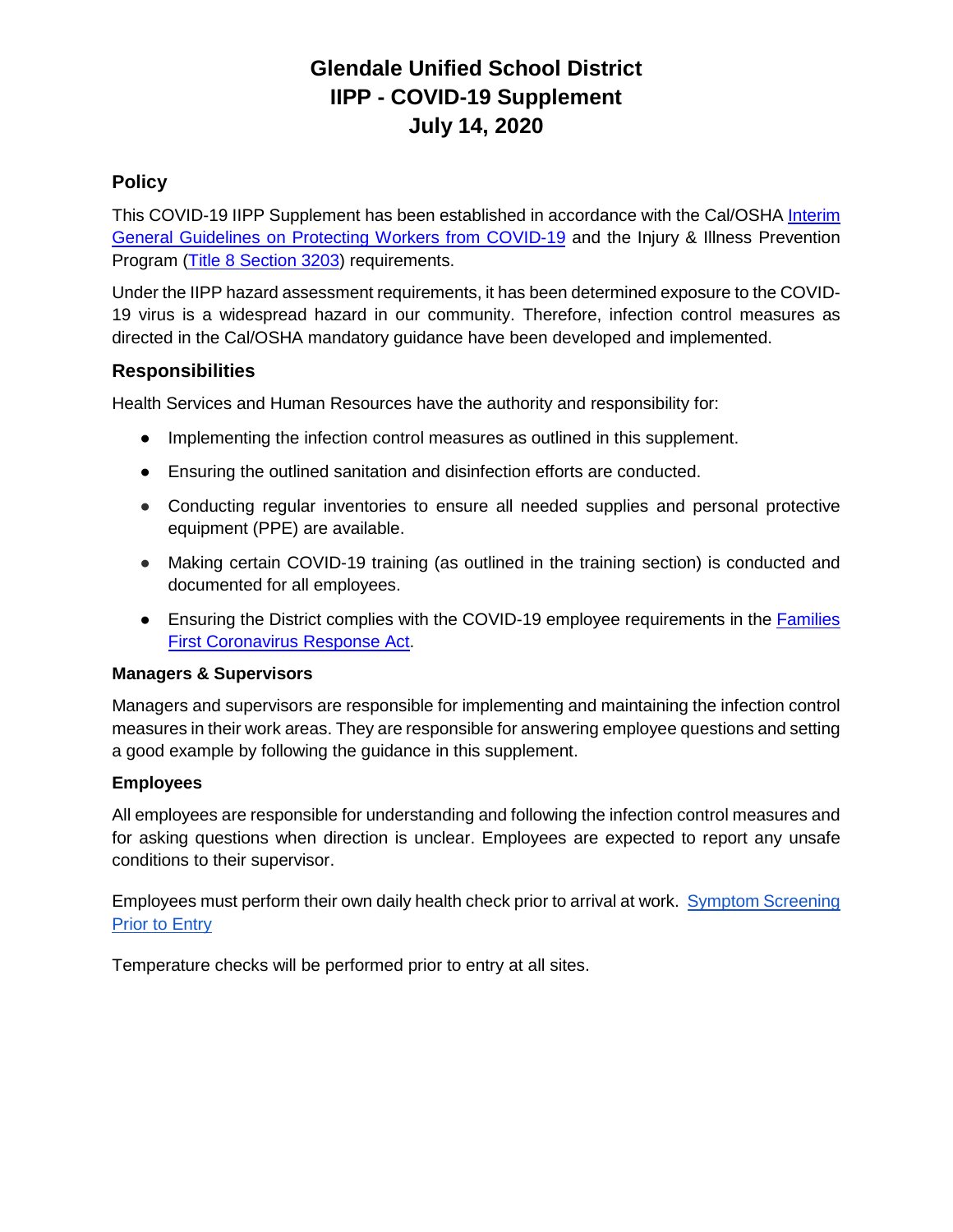# Glendale Unified School District
# IIPP - COVID-19 Supplement
# July 14, 2020

## Policy

This COVID-19 IIPP Supplement has been established in accordance with the Cal/OSHA Interim General Guidelines on Protecting Workers from COVID-19 and the Injury & Illness Prevention Program (Title 8 Section 3203) requirements.

Under the IIPP hazard assessment requirements, it has been determined exposure to the COVID-19 virus is a widespread hazard in our community. Therefore, infection control measures as directed in the Cal/OSHA mandatory guidance have been developed and implemented.

## Responsibilities

Health Services and Human Resources have the authority and responsibility for:

- Implementing the infection control measures as outlined in this supplement.
- Ensuring the outlined sanitation and disinfection efforts are conducted.
- Conducting regular inventories to ensure all needed supplies and personal protective equipment (PPE) are available.
- Making certain COVID-19 training (as outlined in the training section) is conducted and documented for all employees.
- Ensuring the District complies with the COVID-19 employee requirements in the Families First Coronavirus Response Act.

### Managers & Supervisors

Managers and supervisors are responsible for implementing and maintaining the infection control measures in their work areas. They are responsible for answering employee questions and setting a good example by following the guidance in this supplement.

### Employees

All employees are responsible for understanding and following the infection control measures and for asking questions when direction is unclear. Employees are expected to report any unsafe conditions to their supervisor.

Employees must perform their own daily health check prior to arrival at work. Symptom Screening Prior to Entry

Temperature checks will be performed prior to entry at all sites.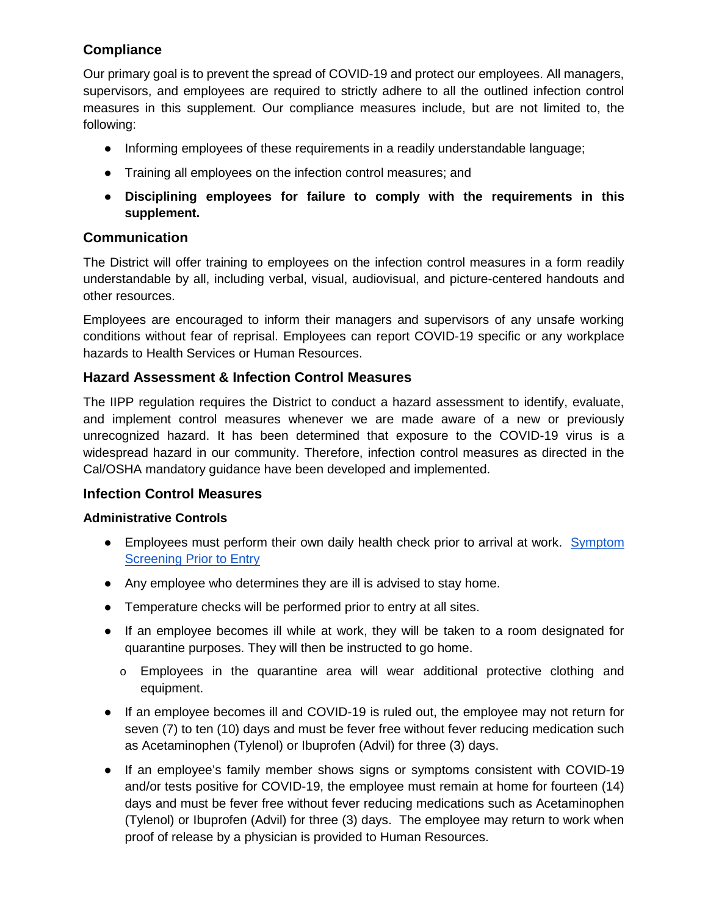## Compliance

Our primary goal is to prevent the spread of COVID-19 and protect our employees. All managers, supervisors, and employees are required to strictly adhere to all the outlined infection control measures in this supplement. Our compliance measures include, but are not limited to, the following:

- Informing employees of these requirements in a readily understandable language;
- Training all employees on the infection control measures; and
- **Disciplining employees for failure to comply with the requirements in this supplement.**

## Communication

The District will offer training to employees on the infection control measures in a form readily understandable by all, including verbal, visual, audiovisual, and picture-centered handouts and other resources.

Employees are encouraged to inform their managers and supervisors of any unsafe working conditions without fear of reprisal. Employees can report COVID-19 specific or any workplace hazards to Health Services or Human Resources.

## Hazard Assessment & Infection Control Measures

The IIPP regulation requires the District to conduct a hazard assessment to identify, evaluate, and implement control measures whenever we are made aware of a new or previously unrecognized hazard. It has been determined that exposure to the COVID-19 virus is a widespread hazard in our community. Therefore, infection control measures as directed in the Cal/OSHA mandatory guidance have been developed and implemented.

## Infection Control Measures

### Administrative Controls

- Employees must perform their own daily health check prior to arrival at work. Symptom Screening Prior to Entry
- Any employee who determines they are ill is advised to stay home.
- Temperature checks will be performed prior to entry at all sites.
- If an employee becomes ill while at work, they will be taken to a room designated for quarantine purposes. They will then be instructed to go home.
  - Employees in the quarantine area will wear additional protective clothing and equipment.
- If an employee becomes ill and COVID-19 is ruled out, the employee may not return for seven (7) to ten (10) days and must be fever free without fever reducing medication such as Acetaminophen (Tylenol) or Ibuprofen (Advil) for three (3) days.
- If an employee's family member shows signs or symptoms consistent with COVID-19 and/or tests positive for COVID-19, the employee must remain at home for fourteen (14) days and must be fever free without fever reducing medications such as Acetaminophen (Tylenol) or Ibuprofen (Advil) for three (3) days. The employee may return to work when proof of release by a physician is provided to Human Resources.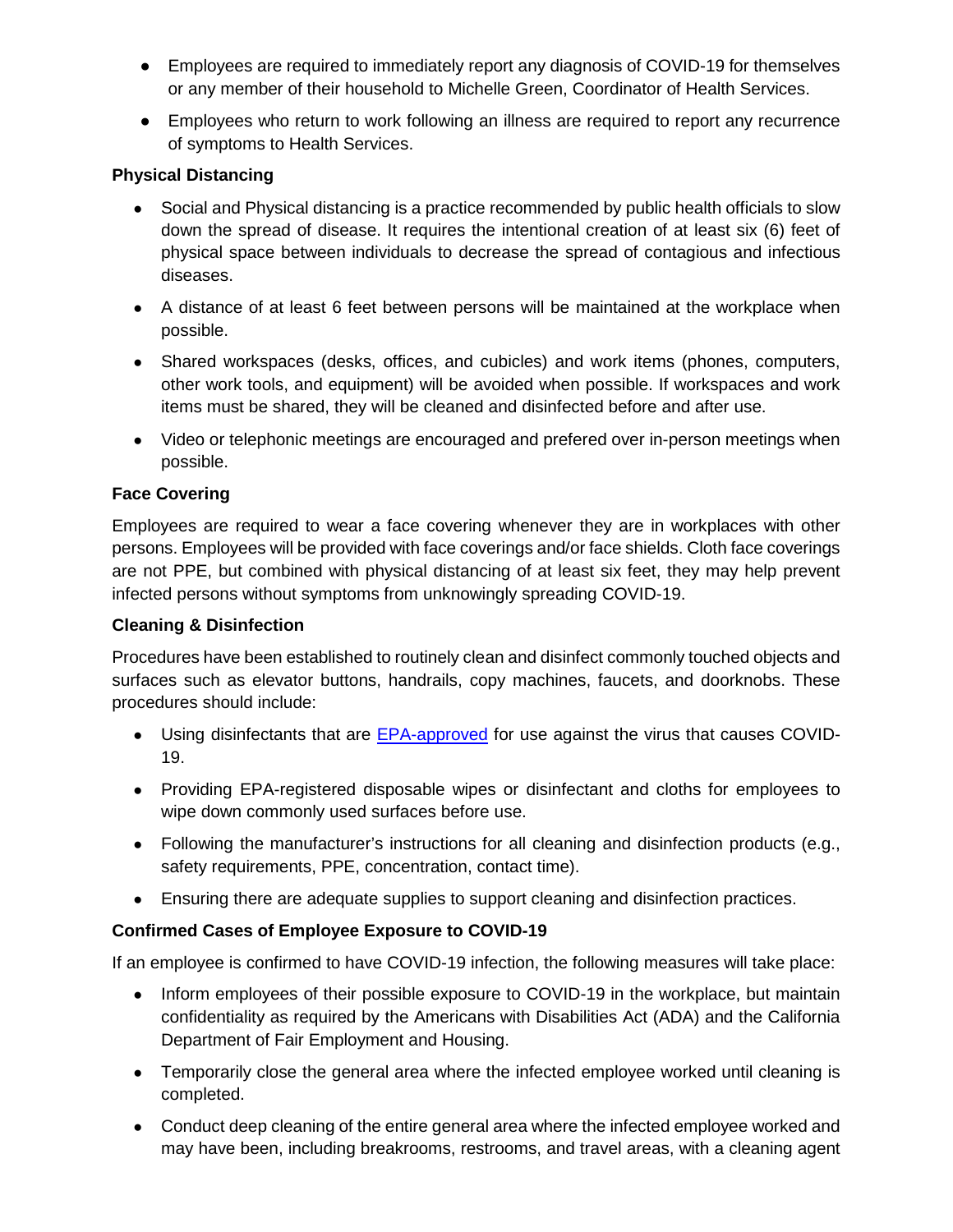- Employees are required to immediately report any diagnosis of COVID-19 for themselves or any member of their household to Michelle Green, Coordinator of Health Services.
- Employees who return to work following an illness are required to report any recurrence of symptoms to Health Services.

**Physical Distancing**

- Social and Physical distancing is a practice recommended by public health officials to slow down the spread of disease. It requires the intentional creation of at least six (6) feet of physical space between individuals to decrease the spread of contagious and infectious diseases.
- A distance of at least 6 feet between persons will be maintained at the workplace when possible.
- Shared workspaces (desks, offices, and cubicles) and work items (phones, computers, other work tools, and equipment) will be avoided when possible. If workspaces and work items must be shared, they will be cleaned and disinfected before and after use.
- Video or telephonic meetings are encouraged and prefered over in-person meetings when possible.

**Face Covering**

Employees are required to wear a face covering whenever they are in workplaces with other persons. Employees will be provided with face coverings and/or face shields. Cloth face coverings are not PPE, but combined with physical distancing of at least six feet, they may help prevent infected persons without symptoms from unknowingly spreading COVID-19.

**Cleaning & Disinfection**

Procedures have been established to routinely clean and disinfect commonly touched objects and surfaces such as elevator buttons, handrails, copy machines, faucets, and doorknobs. These procedures should include:

- Using disinfectants that are EPA-approved for use against the virus that causes COVID-19.
- Providing EPA-registered disposable wipes or disinfectant and cloths for employees to wipe down commonly used surfaces before use.
- Following the manufacturer's instructions for all cleaning and disinfection products (e.g., safety requirements, PPE, concentration, contact time).
- Ensuring there are adequate supplies to support cleaning and disinfection practices.

**Confirmed Cases of Employee Exposure to COVID-19**

If an employee is confirmed to have COVID-19 infection, the following measures will take place:

- Inform employees of their possible exposure to COVID-19 in the workplace, but maintain confidentiality as required by the Americans with Disabilities Act (ADA) and the California Department of Fair Employment and Housing.
- Temporarily close the general area where the infected employee worked until cleaning is completed.
- Conduct deep cleaning of the entire general area where the infected employee worked and may have been, including breakrooms, restrooms, and travel areas, with a cleaning agent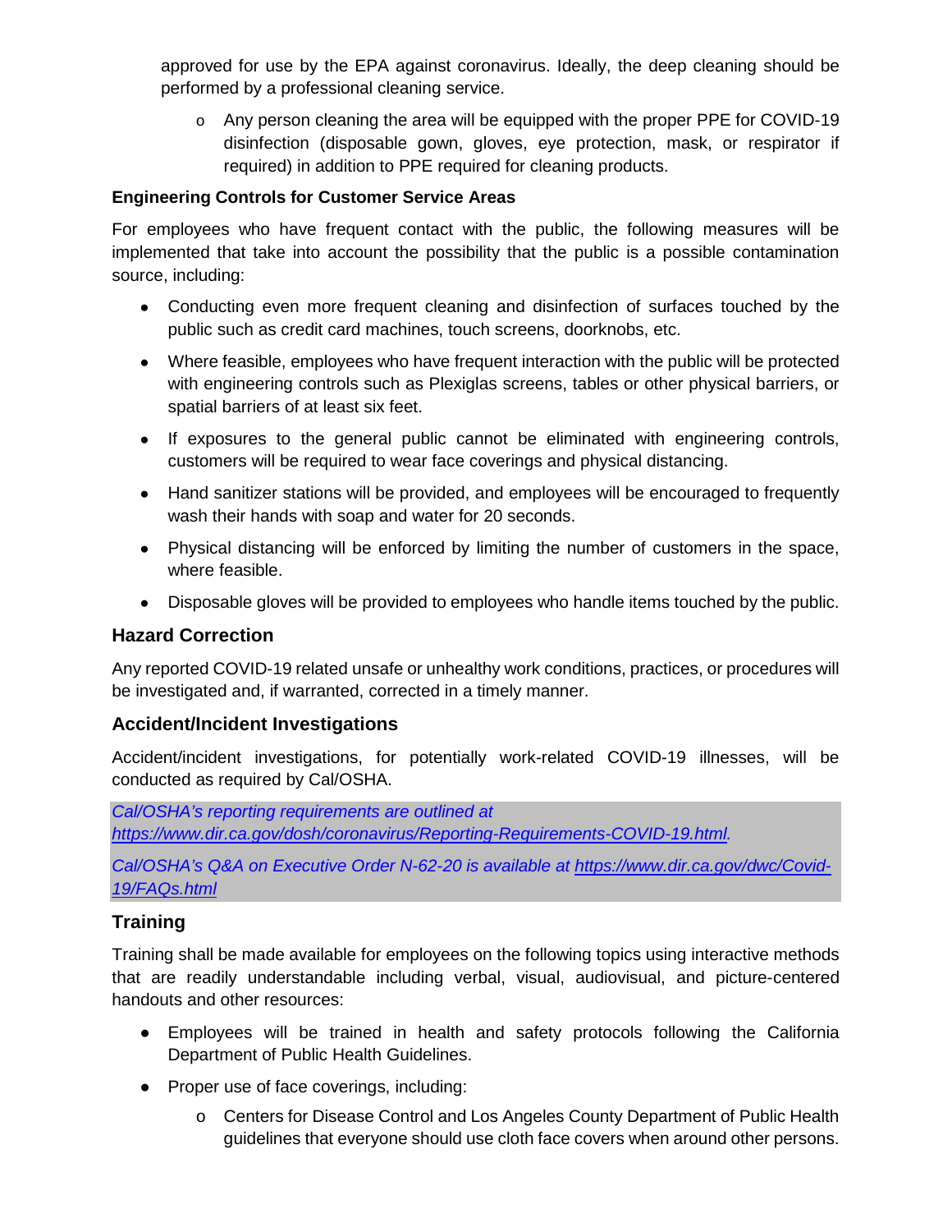approved for use by the EPA against coronavirus. Ideally, the deep cleaning should be performed by a professional cleaning service.

- Any person cleaning the area will be equipped with the proper PPE for COVID-19 disinfection (disposable gown, gloves, eye protection, mask, or respirator if required) in addition to PPE required for cleaning products.

**Engineering Controls for Customer Service Areas**

For employees who have frequent contact with the public, the following measures will be implemented that take into account the possibility that the public is a possible contamination source, including:

- Conducting even more frequent cleaning and disinfection of surfaces touched by the public such as credit card machines, touch screens, doorknobs, etc.
- Where feasible, employees who have frequent interaction with the public will be protected with engineering controls such as Plexiglas screens, tables or other physical barriers, or spatial barriers of at least six feet.
- If exposures to the general public cannot be eliminated with engineering controls, customers will be required to wear face coverings and physical distancing.
- Hand sanitizer stations will be provided, and employees will be encouraged to frequently wash their hands with soap and water for 20 seconds.
- Physical distancing will be enforced by limiting the number of customers in the space, where feasible.
- Disposable gloves will be provided to employees who handle items touched by the public.

## Hazard Correction

Any reported COVID-19 related unsafe or unhealthy work conditions, practices, or procedures will be investigated and, if warranted, corrected in a timely manner.

## Accident/Incident Investigations

Accident/incident investigations, for potentially work-related COVID-19 illnesses, will be conducted as required by Cal/OSHA.

*Cal/OSHA's reporting requirements are outlined at https://www.dir.ca.gov/dosh/coronavirus/Reporting-Requirements-COVID-19.html.*

*Cal/OSHA's Q&A on Executive Order N-62-20 is available at https://www.dir.ca.gov/dwc/Covid-19/FAQs.html*

## Training

Training shall be made available for employees on the following topics using interactive methods that are readily understandable including verbal, visual, audiovisual, and picture-centered handouts and other resources:

- Employees will be trained in health and safety protocols following the California Department of Public Health Guidelines.
- Proper use of face coverings, including:
  - Centers for Disease Control and Los Angeles County Department of Public Health guidelines that everyone should use cloth face covers when around other persons.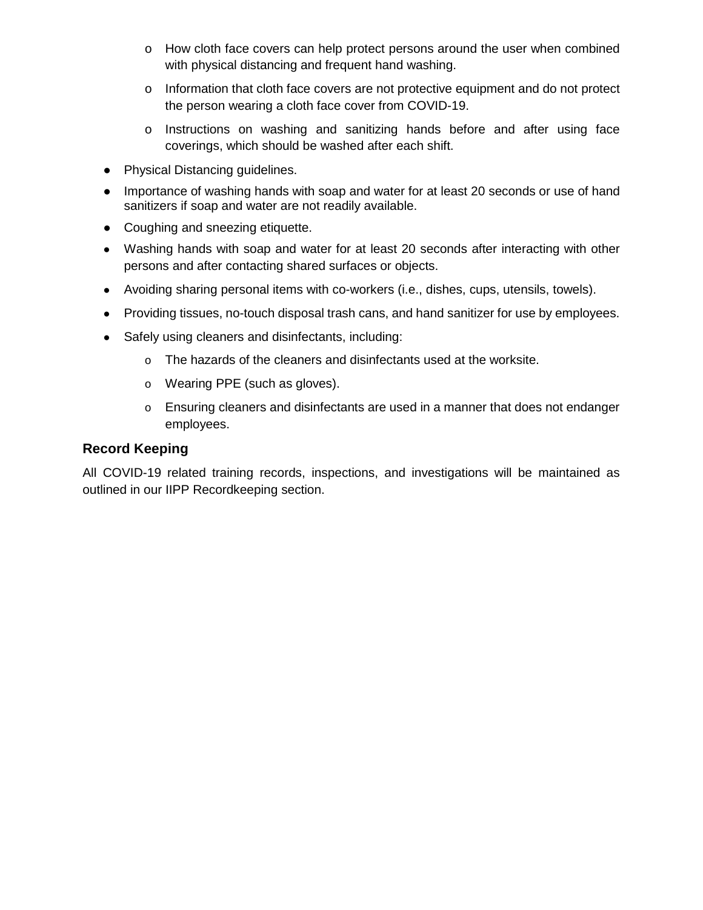- How cloth face covers can help protect persons around the user when combined with physical distancing and frequent hand washing.
    - Information that cloth face covers are not protective equipment and do not protect the person wearing a cloth face cover from COVID-19.
    - Instructions on washing and sanitizing hands before and after using face coverings, which should be washed after each shift.
- Physical Distancing guidelines.
- Importance of washing hands with soap and water for at least 20 seconds or use of hand sanitizers if soap and water are not readily available.
- Coughing and sneezing etiquette.
- Washing hands with soap and water for at least 20 seconds after interacting with other persons and after contacting shared surfaces or objects.
- Avoiding sharing personal items with co-workers (i.e., dishes, cups, utensils, towels).
- Providing tissues, no-touch disposal trash cans, and hand sanitizer for use by employees.
- Safely using cleaners and disinfectants, including:
    - The hazards of the cleaners and disinfectants used at the worksite.
    - Wearing PPE (such as gloves).
    - Ensuring cleaners and disinfectants are used in a manner that does not endanger employees.

### Record Keeping

All COVID-19 related training records, inspections, and investigations will be maintained as outlined in our IIPP Recordkeeping section.